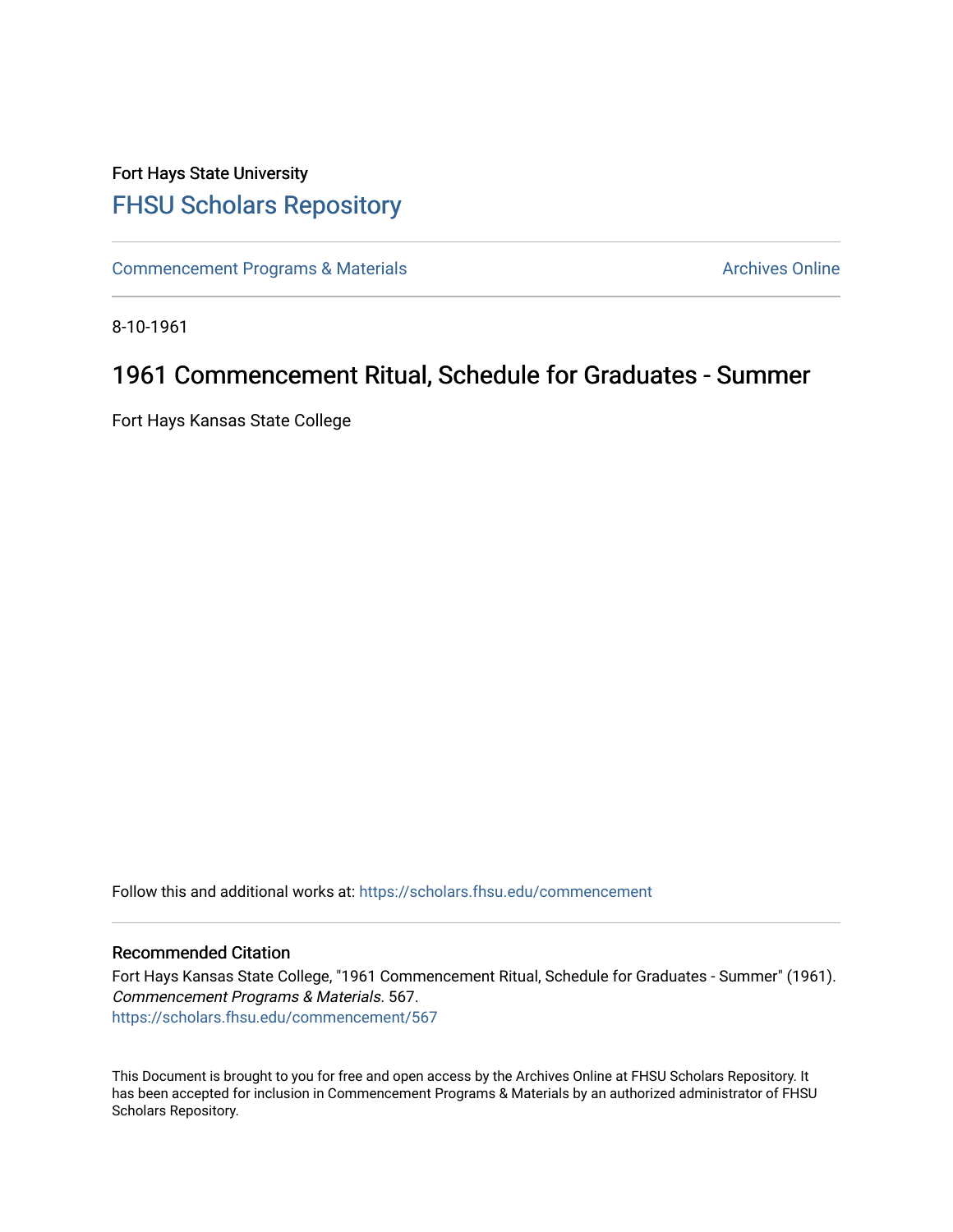Fort Hays State University

# FHSU Scholars Repository

Commencement Programs & Materials

Archives Online

8-10-1961

## 1961 Commencement Ritual, Schedule for Graduates - Summer

Fort Hays Kansas State College

Follow this and additional works at: https://scholars.fhsu.edu/commencement

### Recommended Citation

Fort Hays Kansas State College, "1961 Commencement Ritual, Schedule for Graduates - Summer" (1961). *Commencement Programs & Materials*. 567.
https://scholars.fhsu.edu/commencement/567

This Document is brought to you for free and open access by the Archives Online at FHSU Scholars Repository. It has been accepted for inclusion in Commencement Programs & Materials by an authorized administrator of FHSU Scholars Repository.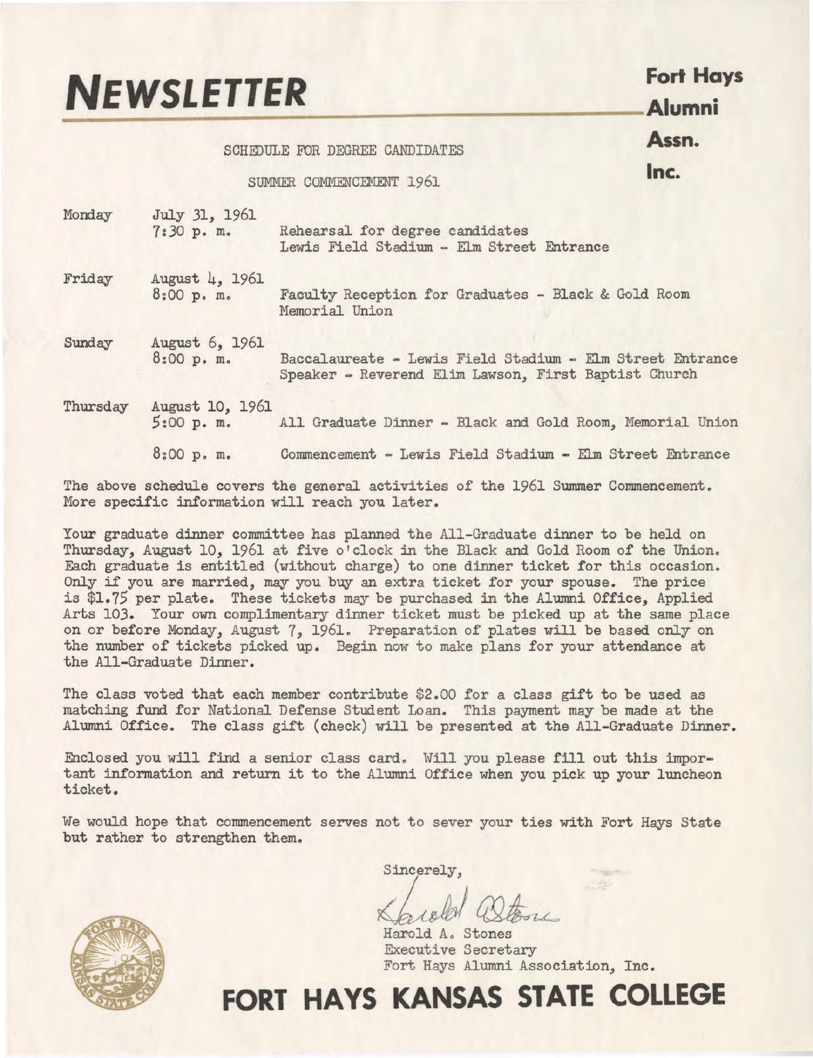# NEWSLETTER

**Fort Hays Alumni Assn. Inc.**

SCHEDULE FOR DEGREE CANDIDATES

SUMMER COMMENCEMENT 1961

| | | |
|---|---|---|
| Monday | July 31, 1961<br>7:30 p. m. | Rehearsal for degree candidates<br>Lewis Field Stadium - Elm Street Entrance |
| Friday | August 4, 1961<br>8:00 p. m. | Faculty Reception for Graduates - Black & Gold Room<br>Memorial Union |
| Sunday | August 6, 1961<br>8:00 p. m. | Baccalaureate - Lewis Field Stadium - Elm Street Entrance<br>Speaker - Reverend Elim Lawson, First Baptist Church |
| Thursday | August 10, 1961<br>5:00 p. m. | All Graduate Dinner - Black and Gold Room, Memorial Union |
| | 8:00 p. m. | Commencement - Lewis Field Stadium - Elm Street Entrance |

The above schedule covers the general activities of the 1961 Summer Commencement. More specific information will reach you later.

Your graduate dinner committee has planned the All-Graduate dinner to be held on Thursday, August 10, 1961 at five o'clock in the Black and Gold Room of the Union. Each graduate is entitled (without charge) to one dinner ticket for this occasion. Only if you are married, may you buy an extra ticket for your spouse. The price is $1.75 per plate. These tickets may be purchased in the Alumni Office, Applied Arts 103. Your own complimentary dinner ticket must be picked up at the same place on or before Monday, August 7, 1961. Preparation of plates will be based only on the number of tickets picked up. Begin now to make plans for your attendance at the All-Graduate Dinner.

The class voted that each member contribute $2.00 for a class gift to be used as matching fund for National Defense Student Loan. This payment may be made at the Alumni Office. The class gift (check) will be presented at the All-Graduate Dinner.

Enclosed you will find a senior class card. Will you please fill out this important information and return it to the Alumni Office when you pick up your luncheon ticket.

We would hope that commencement serves not to sever your ties with Fort Hays State but rather to strengthen them.

Sincerely,

Harold A. Stones
Executive Secretary
Fort Hays Alumni Association, Inc.

**FORT HAYS KANSAS STATE COLLEGE**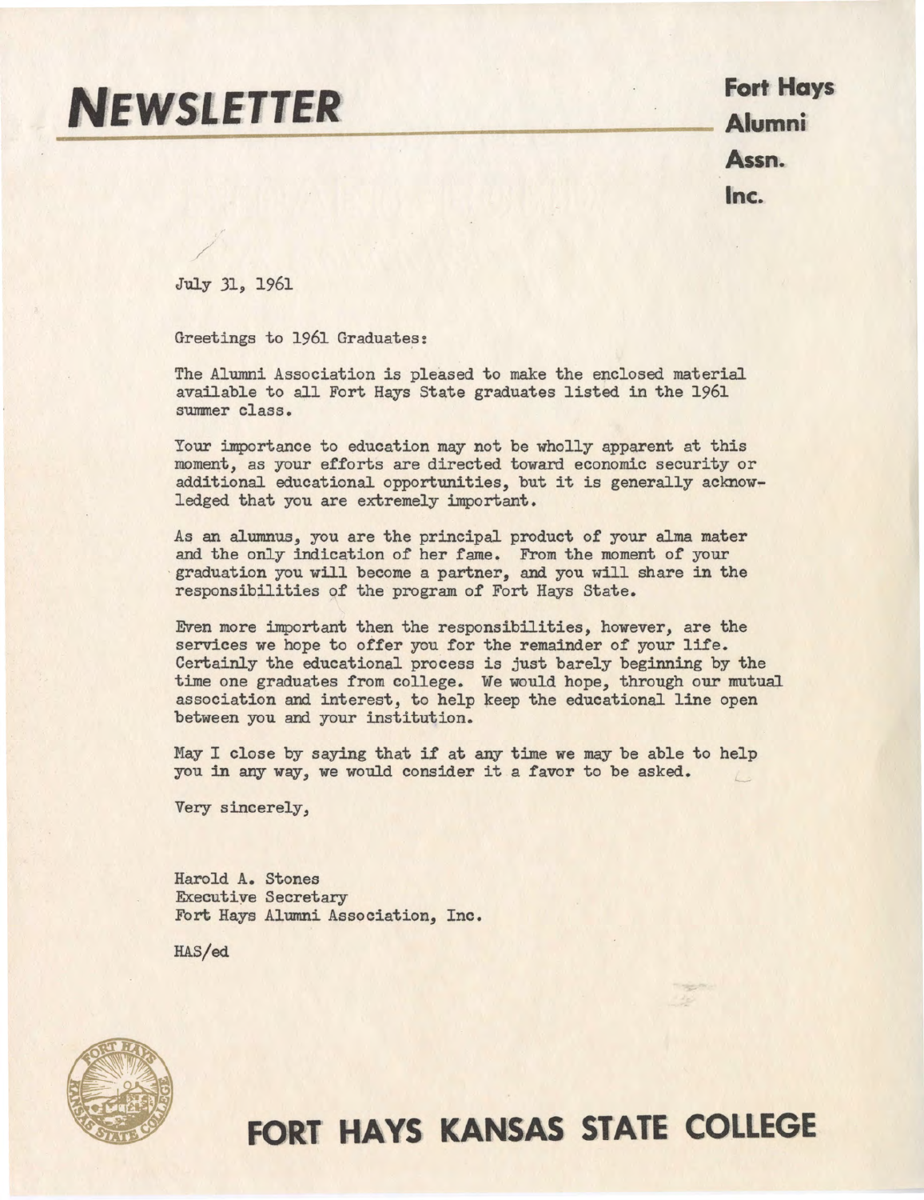# NEWSLETTER

**Fort Hays Alumni Assn. Inc.**

July 31, 1961

Greetings to 1961 Graduates:

The Alumni Association is pleased to make the enclosed material available to all Fort Hays State graduates listed in the 1961 summer class.

Your importance to education may not be wholly apparent at this moment, as your efforts are directed toward economic security or additional educational opportunities, but it is generally acknowledged that you are extremely important.

As an alumnus, you are the principal product of your alma mater and the only indication of her fame. From the moment of your graduation you will become a partner, and you will share in the responsibilities of the program of Fort Hays State.

Even more important then the responsibilities, however, are the services we hope to offer you for the remainder of your life. Certainly the educational process is just barely beginning by the time one graduates from college. We would hope, through our mutual association and interest, to help keep the educational line open between you and your institution.

May I close by saying that if at any time we may be able to help you in any way, we would consider it a favor to be asked.

Very sincerely,

Harold A. Stones
Executive Secretary
Fort Hays Alumni Association, Inc.

HAS/ed

**FORT HAYS KANSAS STATE COLLEGE**